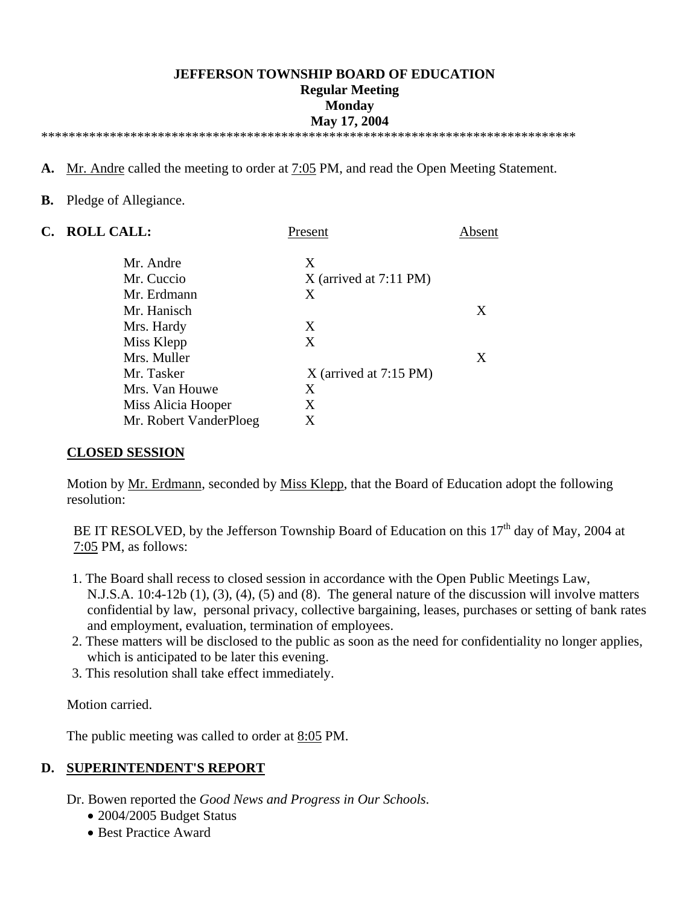**JEFFERSON TOWNSHIP BOARD OF EDUCATION**
**Regular Meeting**
**Monday**
**May 17, 2004**

********************************************************************************

**A.** Mr. Andre called the meeting to order at 7:05 PM, and read the Open Meeting Statement.

**B.** Pledge of Allegiance.

**C. ROLL CALL:**

| | Present | Absent |
|---|---|---|
| Mr. Andre | X | |
| Mr. Cuccio | X (arrived at 7:11 PM) | |
| Mr. Erdmann | X | |
| Mr. Hanisch | | X |
| Mrs. Hardy | X | |
| Miss Klepp | X | |
| Mrs. Muller | | X |
| Mr. Tasker | X (arrived at 7:15 PM) | |
| Mrs. Van Houwe | X | |
| Miss Alicia Hooper | X | |
| Mr. Robert VanderPloeg | X | |

**CLOSED SESSION**

Motion by Mr. Erdmann, seconded by Miss Klepp, that the Board of Education adopt the following resolution:

BE IT RESOLVED, by the Jefferson Township Board of Education on this 17th day of May, 2004 at 7:05 PM, as follows:

1. The Board shall recess to closed session in accordance with the Open Public Meetings Law, N.J.S.A. 10:4-12b (1), (3), (4), (5) and (8). The general nature of the discussion will involve matters confidential by law, personal privacy, collective bargaining, leases, purchases or setting of bank rates and employment, evaluation, termination of employees.
2. These matters will be disclosed to the public as soon as the need for confidentiality no longer applies, which is anticipated to be later this evening.
3. This resolution shall take effect immediately.

Motion carried.

The public meeting was called to order at 8:05 PM.

**D. SUPERINTENDENT'S REPORT**

Dr. Bowen reported the *Good News and Progress in Our Schools*.

- 2004/2005 Budget Status
- Best Practice Award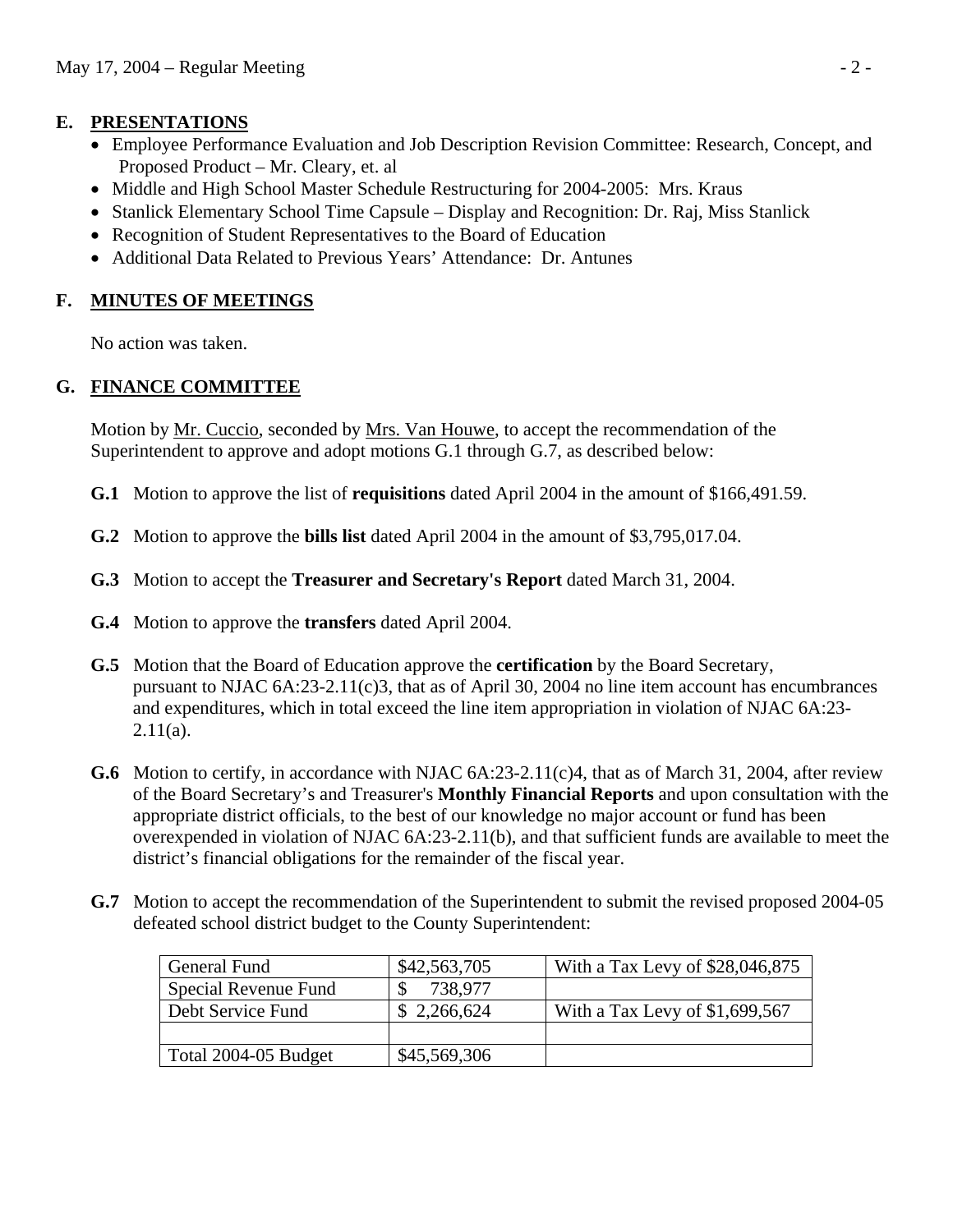## E. PRESENTATIONS

- Employee Performance Evaluation and Job Description Revision Committee: Research, Concept, and Proposed Product – Mr. Cleary, et. al
- Middle and High School Master Schedule Restructuring for 2004-2005: Mrs. Kraus
- Stanlick Elementary School Time Capsule – Display and Recognition: Dr. Raj, Miss Stanlick
- Recognition of Student Representatives to the Board of Education
- Additional Data Related to Previous Years' Attendance: Dr. Antunes

## F. MINUTES OF MEETINGS

No action was taken.

## G. FINANCE COMMITTEE

Motion by Mr. Cuccio, seconded by Mrs. Van Houwe, to accept the recommendation of the Superintendent to approve and adopt motions G.1 through G.7, as described below:

**G.1** Motion to approve the list of **requisitions** dated April 2004 in the amount of $166,491.59.

**G.2** Motion to approve the **bills list** dated April 2004 in the amount of $3,795,017.04.

**G.3** Motion to accept the **Treasurer and Secretary's Report** dated March 31, 2004.

**G.4** Motion to approve the **transfers** dated April 2004.

**G.5** Motion that the Board of Education approve the **certification** by the Board Secretary, pursuant to NJAC 6A:23-2.11(c)3, that as of April 30, 2004 no line item account has encumbrances and expenditures, which in total exceed the line item appropriation in violation of NJAC 6A:23-2.11(a).

**G.6** Motion to certify, in accordance with NJAC 6A:23-2.11(c)4, that as of March 31, 2004, after review of the Board Secretary's and Treasurer's **Monthly Financial Reports** and upon consultation with the appropriate district officials, to the best of our knowledge no major account or fund has been overexpended in violation of NJAC 6A:23-2.11(b), and that sufficient funds are available to meet the district's financial obligations for the remainder of the fiscal year.

**G.7** Motion to accept the recommendation of the Superintendent to submit the revised proposed 2004-05 defeated school district budget to the County Superintendent:

| General Fund | $42,563,705 | With a Tax Levy of $28,046,875 |
|---|---|---|
| Special Revenue Fund | $ 738,977 | |
| Debt Service Fund | $ 2,266,624 | With a Tax Levy of $1,699,567 |
| | | |
| Total 2004-05 Budget | $45,569,306 | |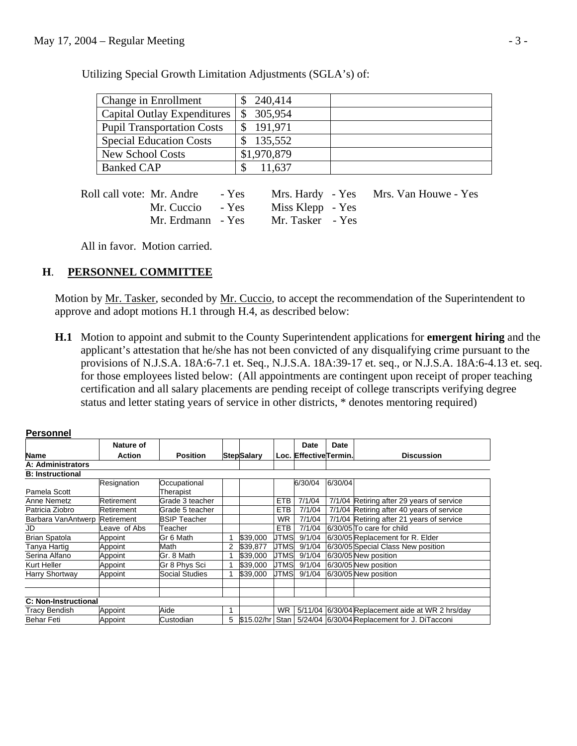Utilizing Special Growth Limitation Adjustments (SGLA's) of:

| | | |
|---|---|---|
| Change in Enrollment | $ 240,414 | |
| Capital Outlay Expenditures | $ 305,954 | |
| Pupil Transportation Costs | $ 191,971 | |
| Special Education Costs | $ 135,552 | |
| New School Costs | $1,970,879 | |
| Banked CAP | $ 11,637 | |

Roll call vote: Mr. Andre - Yes  Mrs. Hardy - Yes  Mrs. Van Houwe - Yes
Mr. Cuccio - Yes  Miss Klepp - Yes
Mr. Erdmann - Yes  Mr. Tasker - Yes

All in favor. Motion carried.

## H. PERSONNEL COMMITTEE

Motion by Mr. Tasker, seconded by Mr. Cuccio, to accept the recommendation of the Superintendent to approve and adopt motions H.1 through H.4, as described below:

**H.1** Motion to appoint and submit to the County Superintendent applications for **emergent hiring** and the applicant's attestation that he/she has not been convicted of any disqualifying crime pursuant to the provisions of N.J.S.A. 18A:6-7.1 et. Seq., N.J.S.A. 18A:39-17 et. seq., or N.J.S.A. 18A:6-4.13 et. seq. for those employees listed below: (All appointments are contingent upon receipt of proper teaching certification and all salary placements are pending receipt of college transcripts verifying degree status and letter stating years of service in other districts, * denotes mentoring required)

**Personnel**

| Name | Nature of Action | Position | Step | Salary | Loc. | Date Effective | Date Termin. | Discussion |
|---|---|---|---|---|---|---|---|---|
| **A: Administrators** | | | | | | | | |
| **B: Instructional** | | | | | | | | |
| Pamela Scott | Resignation | Occupational Therapist | | | | 6/30/04 | 6/30/04 | |
| Anne Nemetz | Retirement | Grade 3 teacher | | | ETB | 7/1/04 | 7/1/04 | Retiring after 29 years of service |
| Patricia Ziobro | Retirement | Grade 5 teacher | | | ETB | 7/1/04 | 7/1/04 | Retiring after 40 years of service |
| Barbara VanAntwerp | Retirement | BSIP Teacher | | | WR | 7/1/04 | 7/1/04 | Retiring after 21 years of service |
| JD | Leave of Abs | Teacher | | | ETB | 7/1/04 | 6/30/05 | To care for child |
| Brian Spatola | Appoint | Gr 6 Math | 1 | $39,000 | JTMS | 9/1/04 | 6/30/05 | Replacement for R. Elder |
| Tanya Hartig | Appoint | Math | 2 | $39,877 | JTMS | 9/1/04 | 6/30/05 | Special Class New position |
| Serina Alfano | Appoint | Gr. 8 Math | 1 | $39,000 | JTMS | 9/1/04 | 6/30/05 | New position |
| Kurt Heller | Appoint | Gr 8 Phys Sci | 1 | $39,000 | JTMS | 9/1/04 | 6/30/05 | New position |
| Harry Shortway | Appoint | Social Studies | 1 | $39,000 | JTMS | 9/1/04 | 6/30/05 | New position |
| | | | | | | | | |
| | | | | | | | | |
| **C: Non-Instructional** | | | | | | | | |
| Tracy Bendish | Appoint | Aide | 1 | | WR | 5/11/04 | 6/30/04 | Replacement aide at WR 2 hrs/day |
| Behar Feti | Appoint | Custodian | 5 | $15.02/hr | Stan | 5/24/04 | 6/30/04 | Replacement for J. DiTacconi |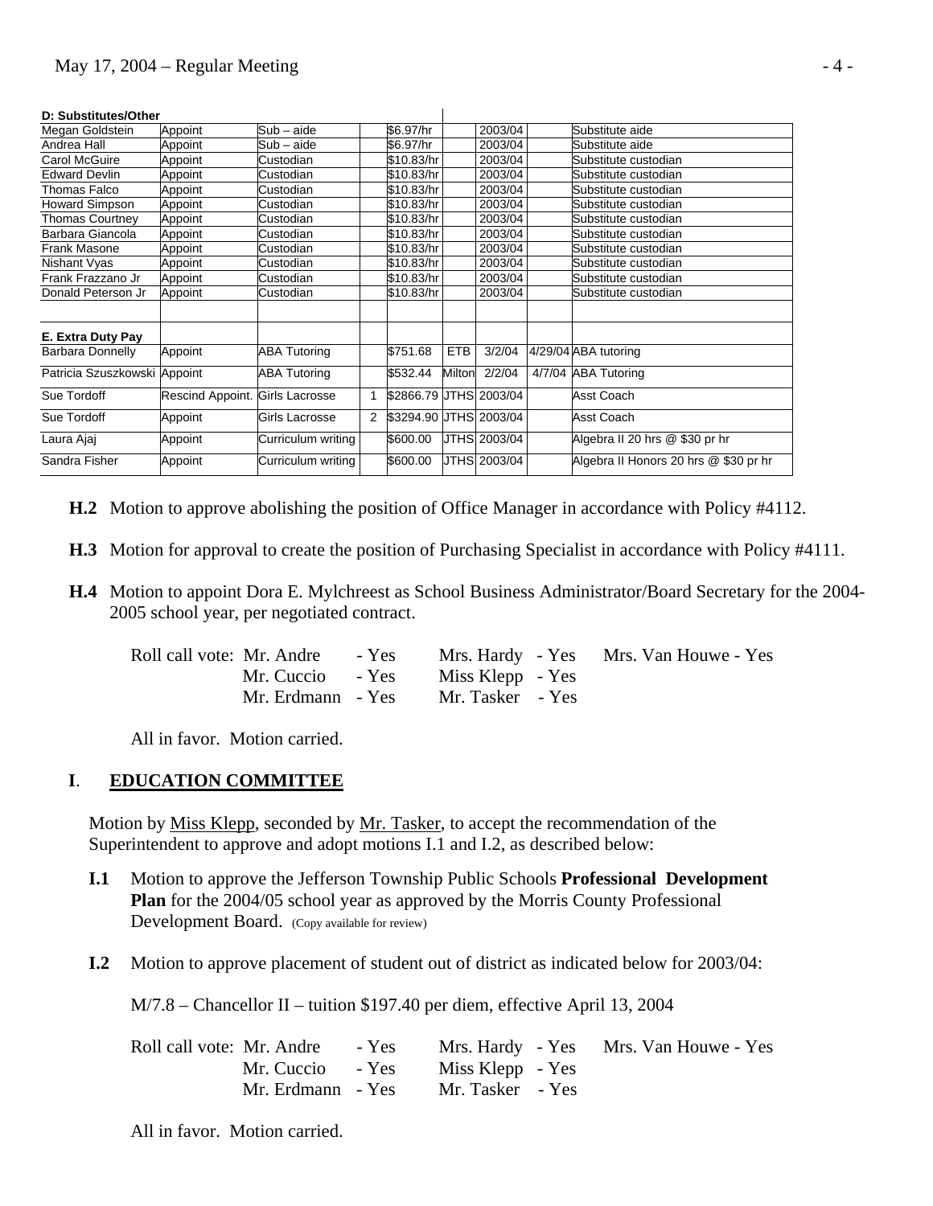| D: Substitutes/Other | | | | | | | | |
|---|---|---|---|---|---|---|---|---|
| Megan Goldstein | Appoint | Sub – aide | | $6.97/hr | | 2003/04 | | Substitute aide |
| Andrea Hall | Appoint | Sub – aide | | $6.97/hr | | 2003/04 | | Substitute aide |
| Carol McGuire | Appoint | Custodian | | $10.83/hr | | 2003/04 | | Substitute custodian |
| Edward Devlin | Appoint | Custodian | | $10.83/hr | | 2003/04 | | Substitute custodian |
| Thomas Falco | Appoint | Custodian | | $10.83/hr | | 2003/04 | | Substitute custodian |
| Howard Simpson | Appoint | Custodian | | $10.83/hr | | 2003/04 | | Substitute custodian |
| Thomas Courtney | Appoint | Custodian | | $10.83/hr | | 2003/04 | | Substitute custodian |
| Barbara Giancola | Appoint | Custodian | | $10.83/hr | | 2003/04 | | Substitute custodian |
| Frank Masone | Appoint | Custodian | | $10.83/hr | | 2003/04 | | Substitute custodian |
| Nishant Vyas | Appoint | Custodian | | $10.83/hr | | 2003/04 | | Substitute custodian |
| Frank Frazzano Jr | Appoint | Custodian | | $10.83/hr | | 2003/04 | | Substitute custodian |
| Donald Peterson Jr | Appoint | Custodian | | $10.83/hr | | 2003/04 | | Substitute custodian |
| | | | | | | | | |
| **E. Extra Duty Pay** | | | | | | | | |
| Barbara Donnelly | Appoint | ABA Tutoring | | $751.68 | ETB | 3/2/04 | 4/29/04 | ABA tutoring |
| Patricia Szuszkowski | Appoint | ABA Tutoring | | $532.44 | Milton | 2/2/04 | 4/7/04 | ABA Tutoring |
| Sue Tordoff | Rescind Appoint. | Girls Lacrosse | 1 | $2866.79 | JTHS | 2003/04 | | Asst Coach |
| Sue Tordoff | Appoint | Girls Lacrosse | 2 | $3294.90 | JTHS | 2003/04 | | Asst Coach |
| Laura Ajaj | Appoint | Curriculum writing | | $600.00 | JTHS | 2003/04 | | Algebra II 20 hrs @ $30 pr hr |
| Sandra Fisher | Appoint | Curriculum writing | | $600.00 | JTHS | 2003/04 | | Algebra II Honors 20 hrs @ $30 pr hr |

**H.2** Motion to approve abolishing the position of Office Manager in accordance with Policy #4112.

**H.3** Motion for approval to create the position of Purchasing Specialist in accordance with Policy #4111.

**H.4** Motion to appoint Dora E. Mylchreest as School Business Administrator/Board Secretary for the 2004-2005 school year, per negotiated contract.

Roll call vote: Mr. Andre - Yes, Mrs. Hardy - Yes, Mrs. Van Houwe - Yes, Mr. Cuccio - Yes, Miss Klepp - Yes, Mr. Erdmann - Yes, Mr. Tasker - Yes

All in favor. Motion carried.

## I. EDUCATION COMMITTEE

Motion by Miss Klepp, seconded by Mr. Tasker, to accept the recommendation of the Superintendent to approve and adopt motions I.1 and I.2, as described below:

**I.1** Motion to approve the Jefferson Township Public Schools **Professional Development Plan** for the 2004/05 school year as approved by the Morris County Professional Development Board. (Copy available for review)

**I.2** Motion to approve placement of student out of district as indicated below for 2003/04:

M/7.8 – Chancellor II – tuition $197.40 per diem, effective April 13, 2004

Roll call vote: Mr. Andre - Yes, Mrs. Hardy - Yes, Mrs. Van Houwe - Yes, Mr. Cuccio - Yes, Miss Klepp - Yes, Mr. Erdmann - Yes, Mr. Tasker - Yes

All in favor. Motion carried.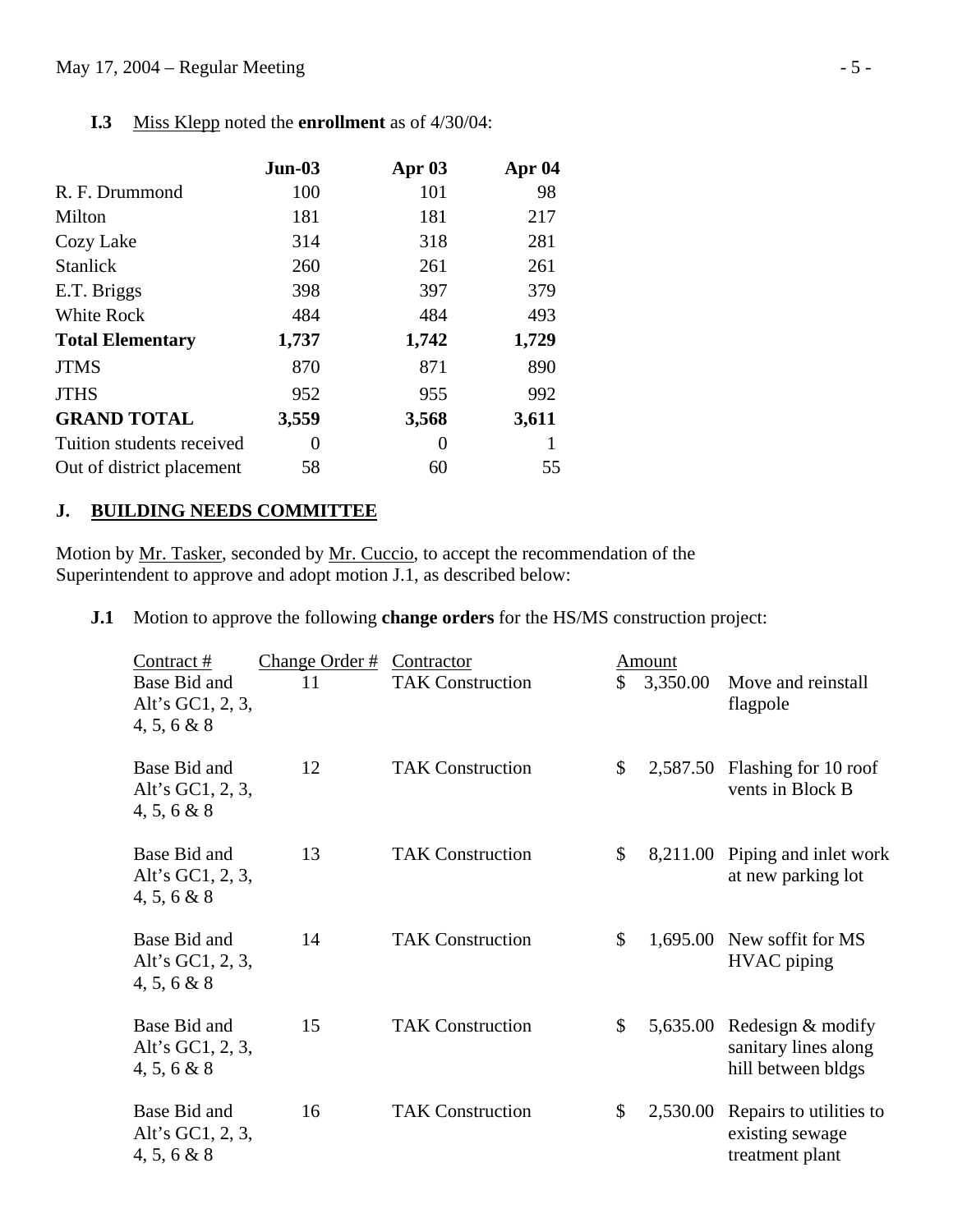**I.3** Miss Klepp noted the **enrollment** as of 4/30/04:

| | **Jun-03** | **Apr 03** | **Apr 04** |
|---|---|---|---|
| R. F. Drummond | 100 | 101 | 98 |
| Milton | 181 | 181 | 217 |
| Cozy Lake | 314 | 318 | 281 |
| Stanlick | 260 | 261 | 261 |
| E.T. Briggs | 398 | 397 | 379 |
| White Rock | 484 | 484 | 493 |
| **Total Elementary** | **1,737** | **1,742** | **1,729** |
| JTMS | 870 | 871 | 890 |
| JTHS | 952 | 955 | 992 |
| **GRAND TOTAL** | **3,559** | **3,568** | **3,611** |
| Tuition students received | 0 | 0 | 1 |
| Out of district placement | 58 | 60 | 55 |

## J. BUILDING NEEDS COMMITTEE

Motion by Mr. Tasker, seconded by Mr. Cuccio, to accept the recommendation of the Superintendent to approve and adopt motion J.1, as described below:

**J.1** Motion to approve the following **change orders** for the HS/MS construction project:

| Contract # | Change Order # | Contractor | Amount | |
|---|---|---|---|---|
| Base Bid and Alt's GC1, 2, 3, 4, 5, 6 & 8 | 11 | TAK Construction | $ 3,350.00 | Move and reinstall flagpole |
| Base Bid and Alt's GC1, 2, 3, 4, 5, 6 & 8 | 12 | TAK Construction | $ 2,587.50 | Flashing for 10 roof vents in Block B |
| Base Bid and Alt's GC1, 2, 3, 4, 5, 6 & 8 | 13 | TAK Construction | $ 8,211.00 | Piping and inlet work at new parking lot |
| Base Bid and Alt's GC1, 2, 3, 4, 5, 6 & 8 | 14 | TAK Construction | $ 1,695.00 | New soffit for MS HVAC piping |
| Base Bid and Alt's GC1, 2, 3, 4, 5, 6 & 8 | 15 | TAK Construction | $ 5,635.00 | Redesign & modify sanitary lines along hill between bldgs |
| Base Bid and Alt's GC1, 2, 3, 4, 5, 6 & 8 | 16 | TAK Construction | $ 2,530.00 | Repairs to utilities to existing sewage treatment plant |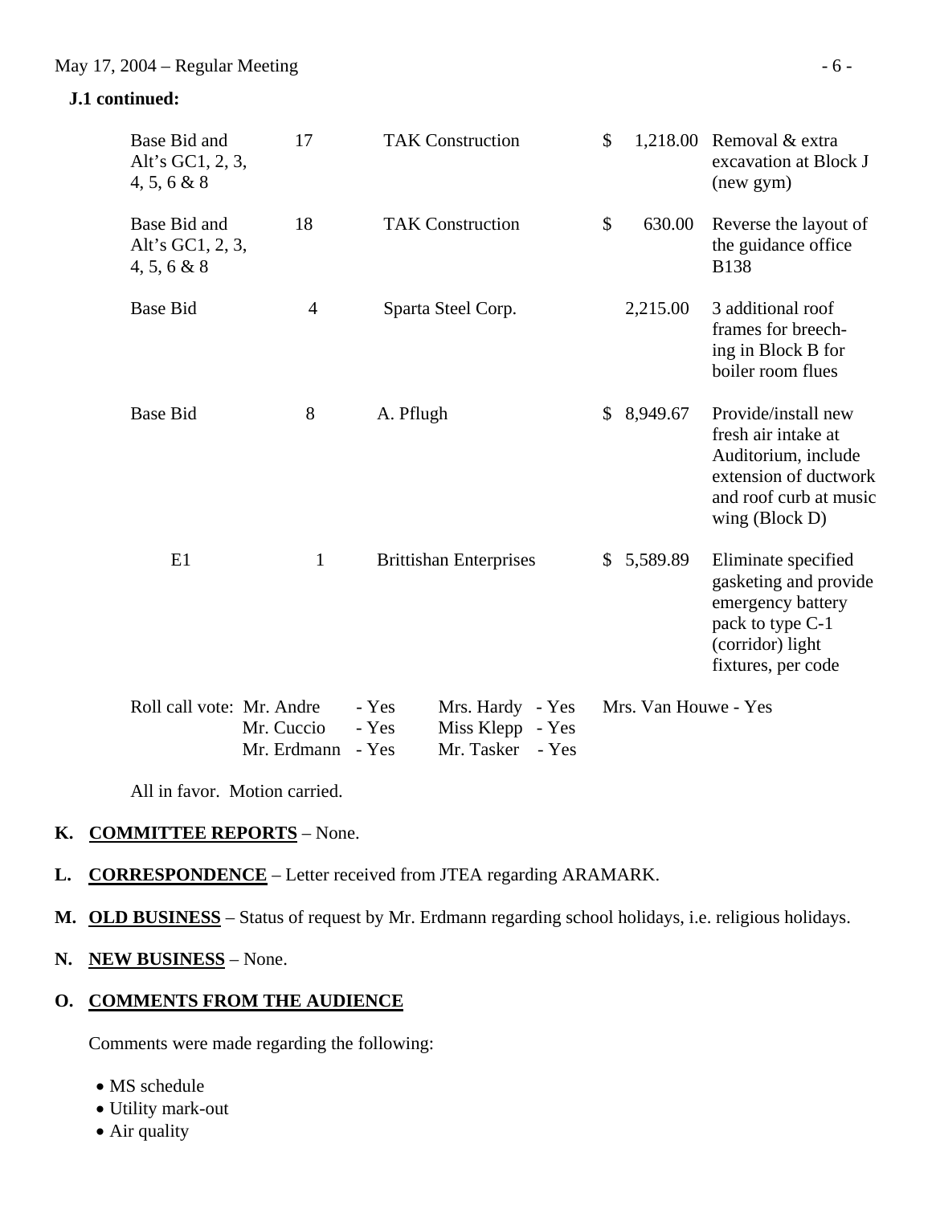**J.1 continued:**

| | | | | |
|---|---|---|---|---|
| Base Bid and Alt's GC1, 2, 3, 4, 5, 6 & 8 | 17 | TAK Construction | $ 1,218.00 | Removal & extra excavation at Block J (new gym) |
| Base Bid and Alt's GC1, 2, 3, 4, 5, 6 & 8 | 18 | TAK Construction | $ 630.00 | Reverse the layout of the guidance office B138 |
| Base Bid | 4 | Sparta Steel Corp. | 2,215.00 | 3 additional roof frames for breech-ing in Block B for boiler room flues |
| Base Bid | 8 | A. Pflugh | $ 8,949.67 | Provide/install new fresh air intake at Auditorium, include extension of ductwork and roof curb at music wing (Block D) |
| E1 | 1 | Brittishan Enterprises | $ 5,589.89 | Eliminate specified gasketing and provide emergency battery pack to type C-1 (corridor) light fixtures, per code |

Roll call vote: Mr. Andre - Yes, Mr. Cuccio - Yes, Mr. Erdmann - Yes, Mrs. Hardy - Yes, Miss Klepp - Yes, Mr. Tasker - Yes, Mrs. Van Houwe - Yes

All in favor. Motion carried.

**K. COMMITTEE REPORTS** – None.

**L. CORRESPONDENCE** – Letter received from JTEA regarding ARAMARK.

**M. OLD BUSINESS** – Status of request by Mr. Erdmann regarding school holidays, i.e. religious holidays.

**N. NEW BUSINESS** – None.

**O. COMMENTS FROM THE AUDIENCE**

Comments were made regarding the following:

- MS schedule
- Utility mark-out
- Air quality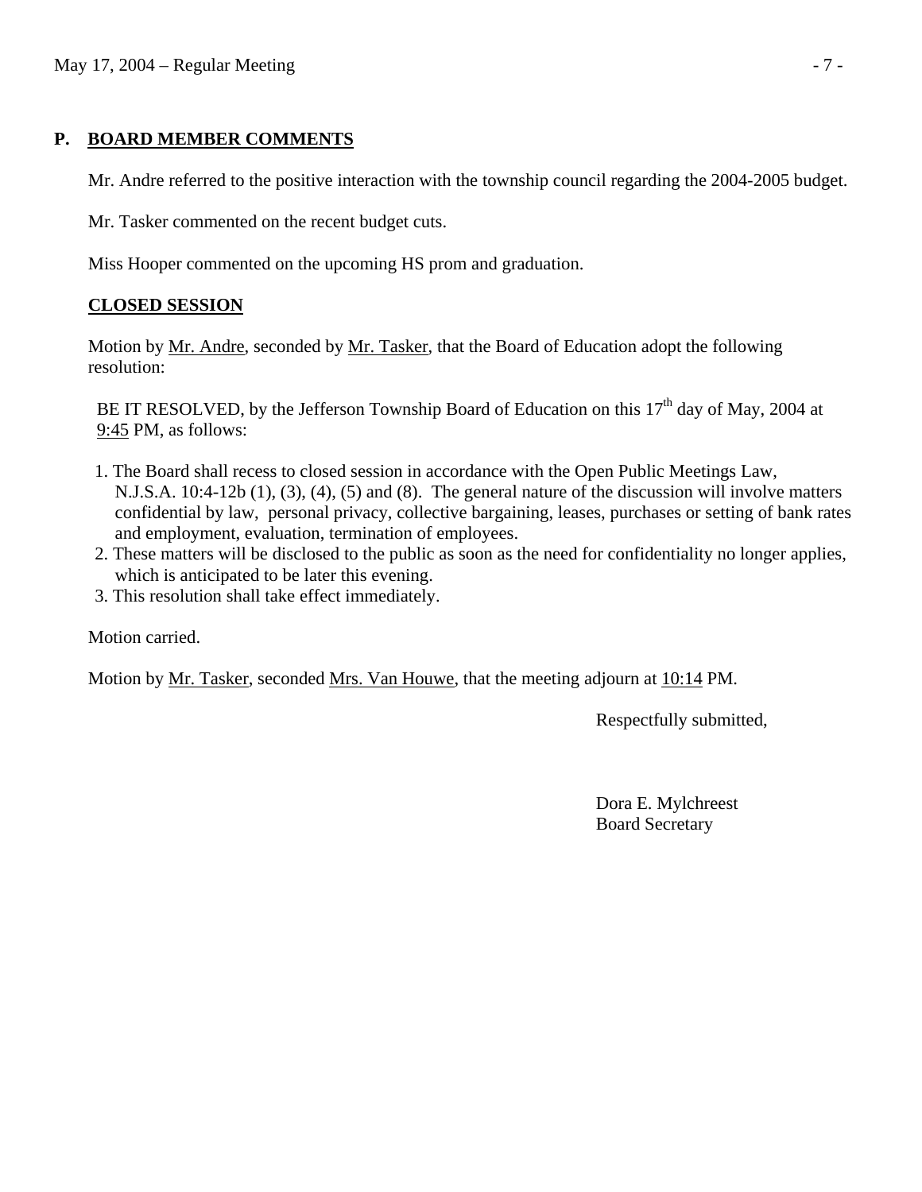## P. BOARD MEMBER COMMENTS

Mr. Andre referred to the positive interaction with the township council regarding the 2004-2005 budget.

Mr. Tasker commented on the recent budget cuts.

Miss Hooper commented on the upcoming HS prom and graduation.

### CLOSED SESSION

Motion by Mr. Andre, seconded by Mr. Tasker, that the Board of Education adopt the following resolution:

BE IT RESOLVED, by the Jefferson Township Board of Education on this 17th day of May, 2004 at 9:45 PM, as follows:

1. The Board shall recess to closed session in accordance with the Open Public Meetings Law, N.J.S.A. 10:4-12b (1), (3), (4), (5) and (8). The general nature of the discussion will involve matters confidential by law, personal privacy, collective bargaining, leases, purchases or setting of bank rates and employment, evaluation, termination of employees.
2. These matters will be disclosed to the public as soon as the need for confidentiality no longer applies, which is anticipated to be later this evening.
3. This resolution shall take effect immediately.

Motion carried.

Motion by Mr. Tasker, seconded Mrs. Van Houwe, that the meeting adjourn at 10:14 PM.

Respectfully submitted,

Dora E. Mylchreest
Board Secretary